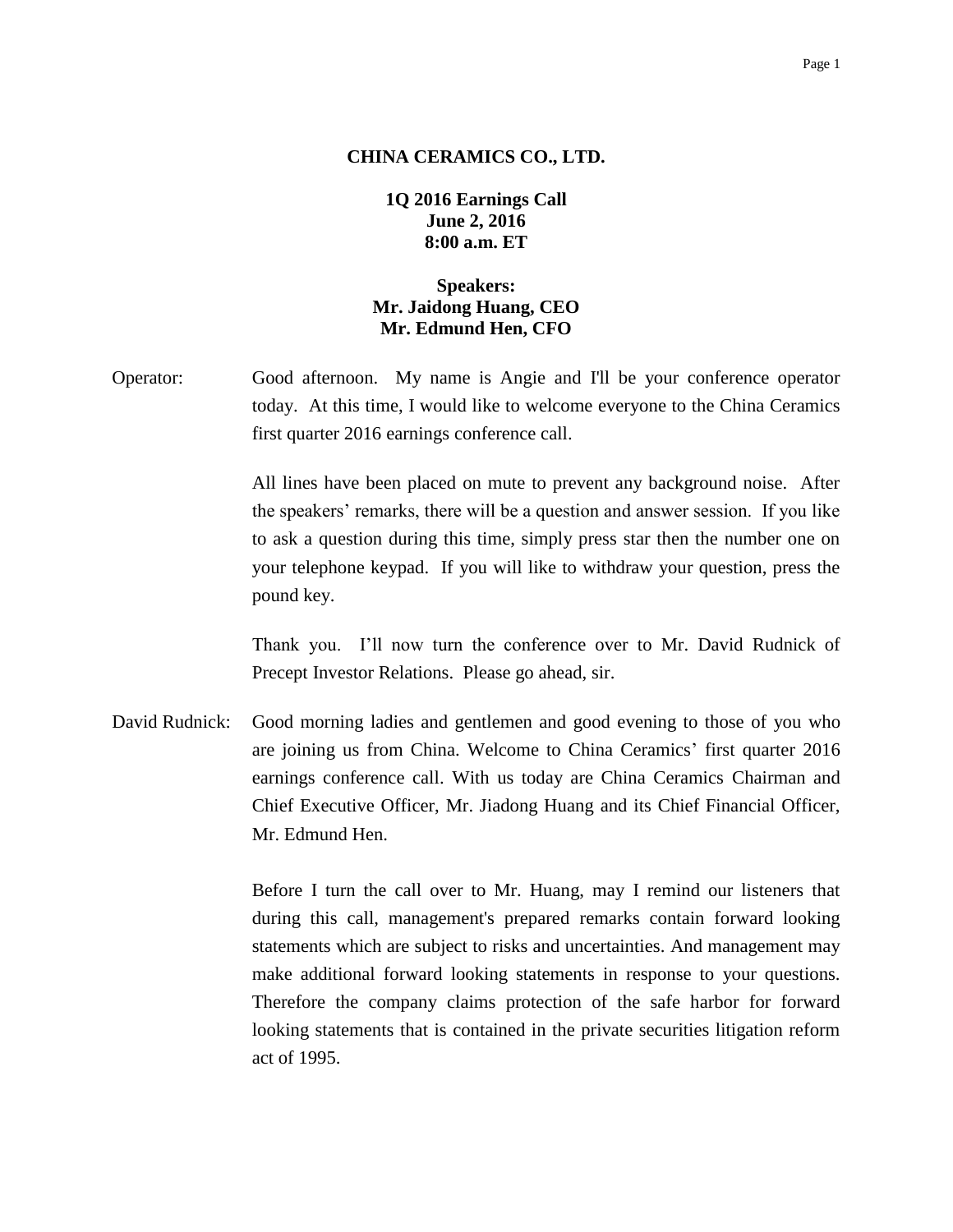**CHINA CERAMICS CO., LTD.**

**1Q 2016 Earnings Call**
**June 2, 2016**
**8:00 a.m. ET**

**Speakers:**
**Mr. Jaidong Huang, CEO**
**Mr. Edmund Hen, CFO**

Operator: Good afternoon. My name is Angie and I'll be your conference operator today. At this time, I would like to welcome everyone to the China Ceramics first quarter 2016 earnings conference call.

All lines have been placed on mute to prevent any background noise. After the speakers' remarks, there will be a question and answer session. If you like to ask a question during this time, simply press star then the number one on your telephone keypad. If you will like to withdraw your question, press the pound key.

Thank you. I'll now turn the conference over to Mr. David Rudnick of Precept Investor Relations. Please go ahead, sir.

David Rudnick: Good morning ladies and gentlemen and good evening to those of you who are joining us from China. Welcome to China Ceramics' first quarter 2016 earnings conference call. With us today are China Ceramics Chairman and Chief Executive Officer, Mr. Jiadong Huang and its Chief Financial Officer, Mr. Edmund Hen.

Before I turn the call over to Mr. Huang, may I remind our listeners that during this call, management's prepared remarks contain forward looking statements which are subject to risks and uncertainties. And management may make additional forward looking statements in response to your questions. Therefore the company claims protection of the safe harbor for forward looking statements that is contained in the private securities litigation reform act of 1995.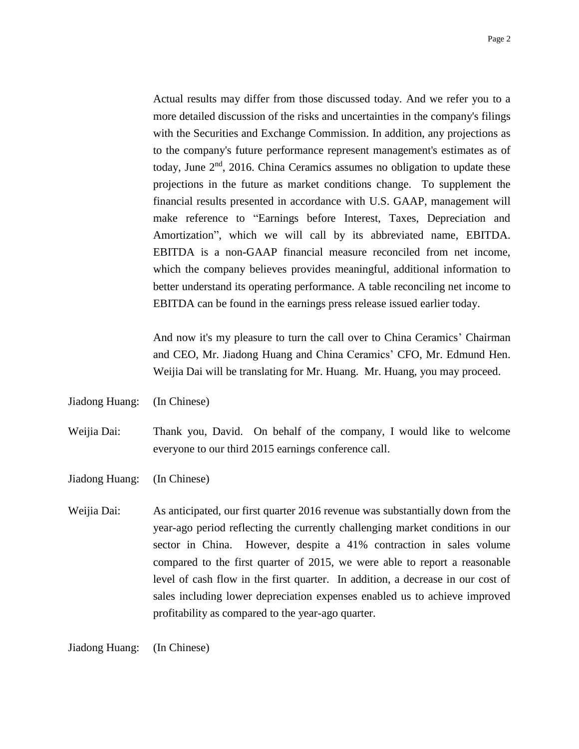Actual results may differ from those discussed today. And we refer you to a more detailed discussion of the risks and uncertainties in the company's filings with the Securities and Exchange Commission. In addition, any projections as to the company's future performance represent management's estimates as of today, June 2nd, 2016. China Ceramics assumes no obligation to update these projections in the future as market conditions change. To supplement the financial results presented in accordance with U.S. GAAP, management will make reference to "Earnings before Interest, Taxes, Depreciation and Amortization", which we will call by its abbreviated name, EBITDA. EBITDA is a non-GAAP financial measure reconciled from net income, which the company believes provides meaningful, additional information to better understand its operating performance. A table reconciling net income to EBITDA can be found in the earnings press release issued earlier today.

And now it's my pleasure to turn the call over to China Ceramics' Chairman and CEO, Mr. Jiadong Huang and China Ceramics' CFO, Mr. Edmund Hen. Weijia Dai will be translating for Mr. Huang. Mr. Huang, you may proceed.

Jiadong Huang: (In Chinese)

Weijia Dai: Thank you, David. On behalf of the company, I would like to welcome everyone to our third 2015 earnings conference call.

Jiadong Huang: (In Chinese)

Weijia Dai: As anticipated, our first quarter 2016 revenue was substantially down from the year-ago period reflecting the currently challenging market conditions in our sector in China. However, despite a 41% contraction in sales volume compared to the first quarter of 2015, we were able to report a reasonable level of cash flow in the first quarter. In addition, a decrease in our cost of sales including lower depreciation expenses enabled us to achieve improved profitability as compared to the year-ago quarter.

Jiadong Huang: (In Chinese)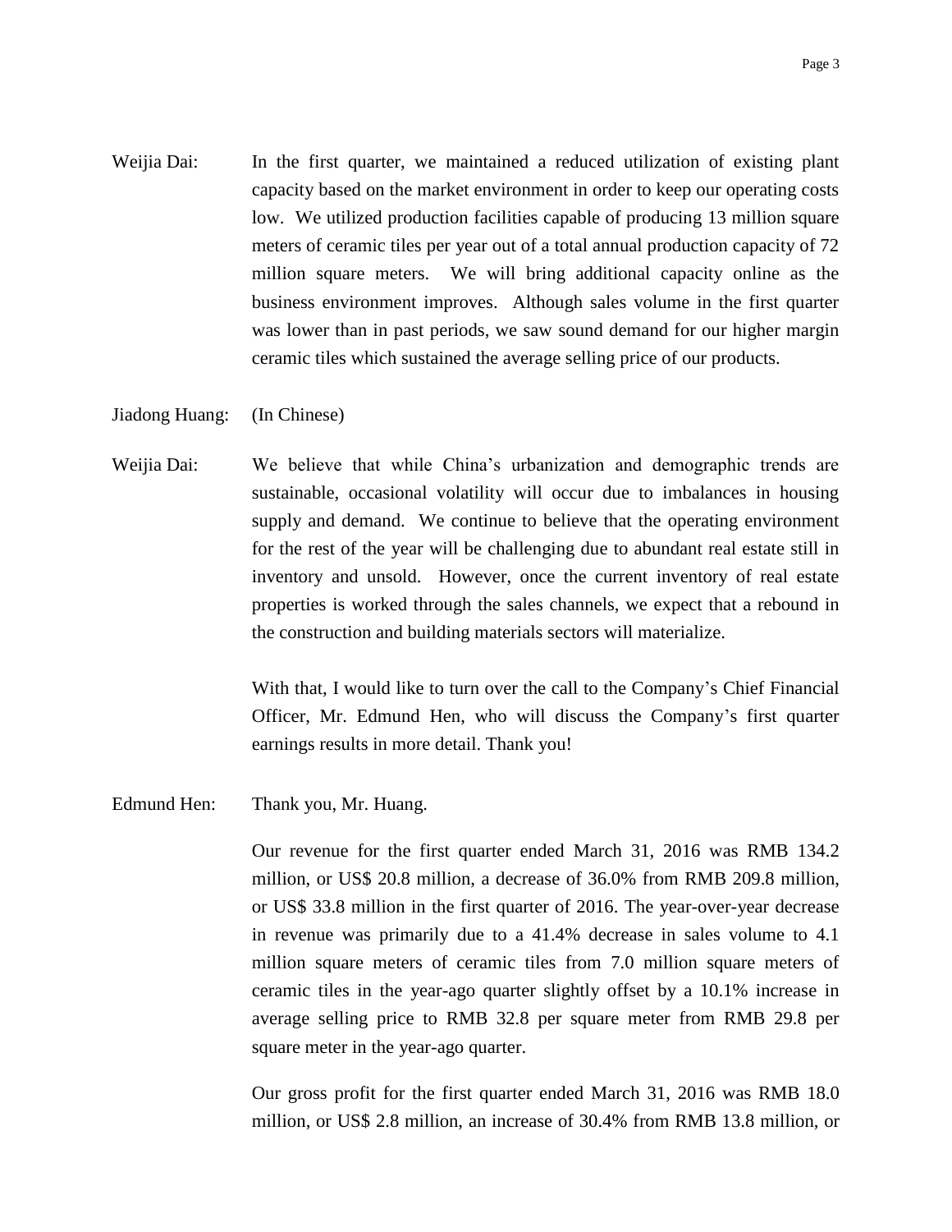Weijia Dai: In the first quarter, we maintained a reduced utilization of existing plant capacity based on the market environment in order to keep our operating costs low. We utilized production facilities capable of producing 13 million square meters of ceramic tiles per year out of a total annual production capacity of 72 million square meters. We will bring additional capacity online as the business environment improves. Although sales volume in the first quarter was lower than in past periods, we saw sound demand for our higher margin ceramic tiles which sustained the average selling price of our products.

Jiadong Huang: (In Chinese)

Weijia Dai: We believe that while China's urbanization and demographic trends are sustainable, occasional volatility will occur due to imbalances in housing supply and demand. We continue to believe that the operating environment for the rest of the year will be challenging due to abundant real estate still in inventory and unsold. However, once the current inventory of real estate properties is worked through the sales channels, we expect that a rebound in the construction and building materials sectors will materialize.

With that, I would like to turn over the call to the Company's Chief Financial Officer, Mr. Edmund Hen, who will discuss the Company's first quarter earnings results in more detail. Thank you!

Edmund Hen: Thank you, Mr. Huang.

Our revenue for the first quarter ended March 31, 2016 was RMB 134.2 million, or US$ 20.8 million, a decrease of 36.0% from RMB 209.8 million, or US$ 33.8 million in the first quarter of 2016. The year-over-year decrease in revenue was primarily due to a 41.4% decrease in sales volume to 4.1 million square meters of ceramic tiles from 7.0 million square meters of ceramic tiles in the year-ago quarter slightly offset by a 10.1% increase in average selling price to RMB 32.8 per square meter from RMB 29.8 per square meter in the year-ago quarter.

Our gross profit for the first quarter ended March 31, 2016 was RMB 18.0 million, or US$ 2.8 million, an increase of 30.4% from RMB 13.8 million, or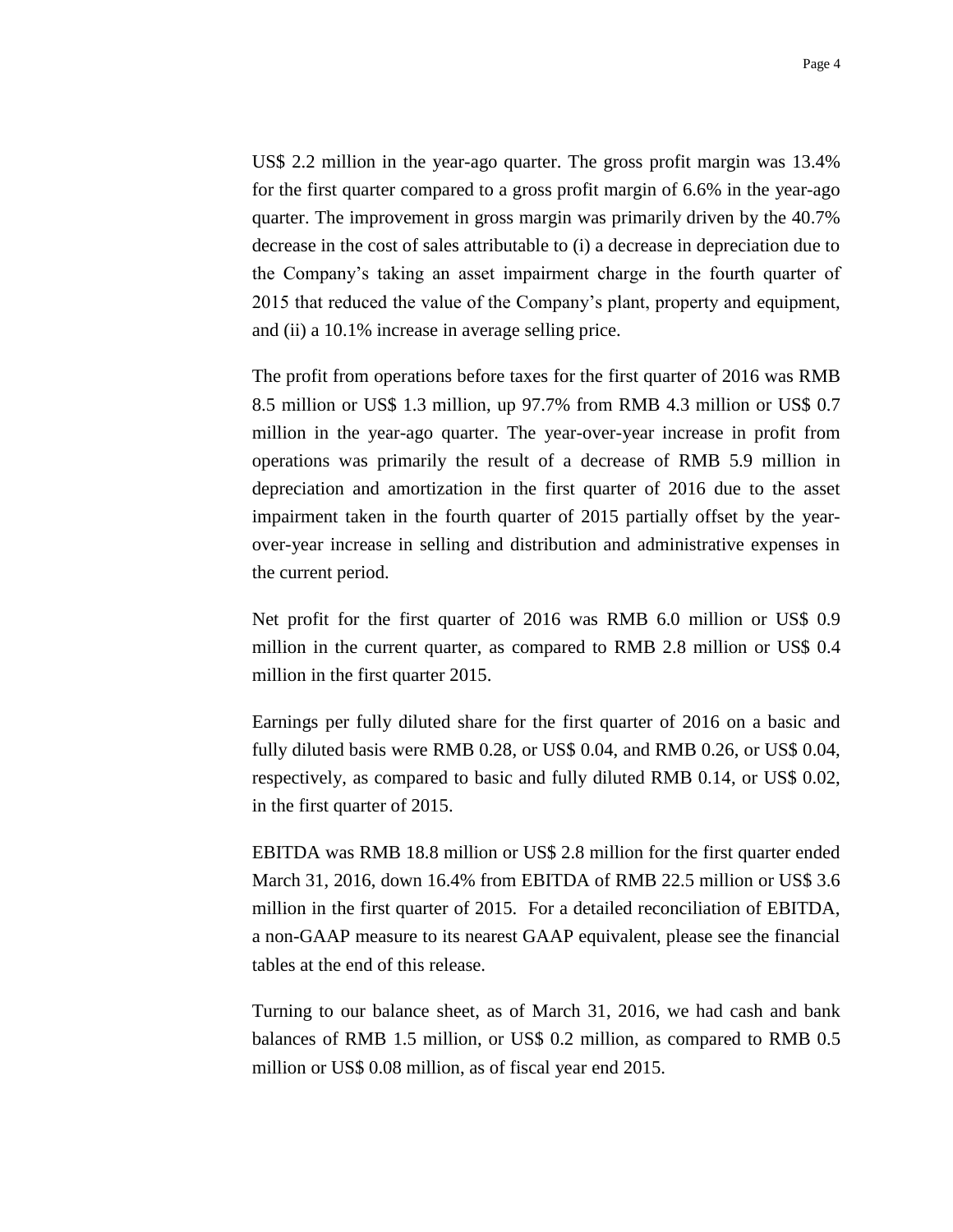US$ 2.2 million in the year-ago quarter. The gross profit margin was 13.4% for the first quarter compared to a gross profit margin of 6.6% in the year-ago quarter. The improvement in gross margin was primarily driven by the 40.7% decrease in the cost of sales attributable to (i) a decrease in depreciation due to the Company's taking an asset impairment charge in the fourth quarter of 2015 that reduced the value of the Company's plant, property and equipment, and (ii) a 10.1% increase in average selling price.

The profit from operations before taxes for the first quarter of 2016 was RMB 8.5 million or US$ 1.3 million, up 97.7% from RMB 4.3 million or US$ 0.7 million in the year-ago quarter. The year-over-year increase in profit from operations was primarily the result of a decrease of RMB 5.9 million in depreciation and amortization in the first quarter of 2016 due to the asset impairment taken in the fourth quarter of 2015 partially offset by the year-over-year increase in selling and distribution and administrative expenses in the current period.

Net profit for the first quarter of 2016 was RMB 6.0 million or US$ 0.9 million in the current quarter, as compared to RMB 2.8 million or US$ 0.4 million in the first quarter 2015.

Earnings per fully diluted share for the first quarter of 2016 on a basic and fully diluted basis were RMB 0.28, or US$ 0.04, and RMB 0.26, or US$ 0.04, respectively, as compared to basic and fully diluted RMB 0.14, or US$ 0.02, in the first quarter of 2015.

EBITDA was RMB 18.8 million or US$ 2.8 million for the first quarter ended March 31, 2016, down 16.4% from EBITDA of RMB 22.5 million or US$ 3.6 million in the first quarter of 2015. For a detailed reconciliation of EBITDA, a non-GAAP measure to its nearest GAAP equivalent, please see the financial tables at the end of this release.

Turning to our balance sheet, as of March 31, 2016, we had cash and bank balances of RMB 1.5 million, or US$ 0.2 million, as compared to RMB 0.5 million or US$ 0.08 million, as of fiscal year end 2015.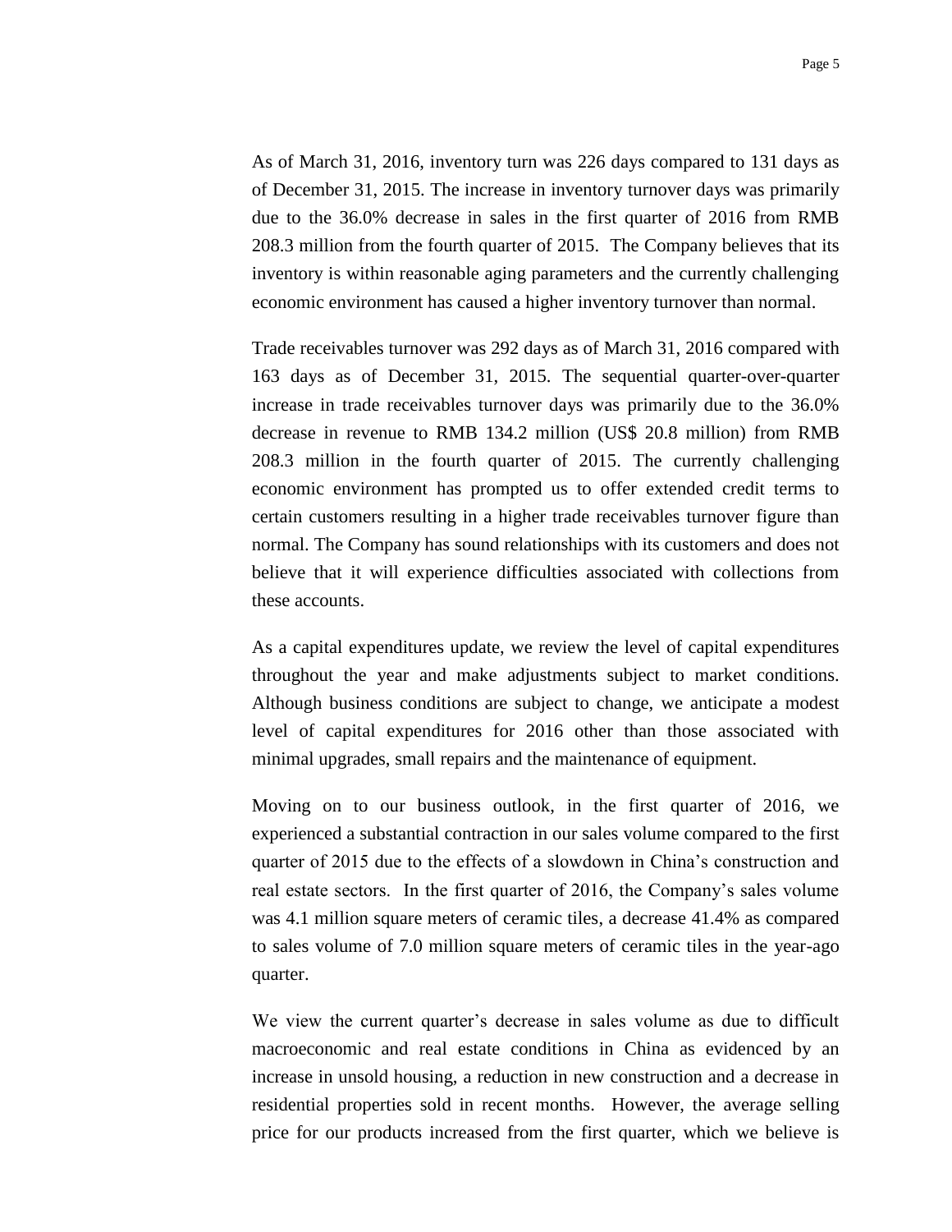As of March 31, 2016, inventory turn was 226 days compared to 131 days as of December 31, 2015. The increase in inventory turnover days was primarily due to the 36.0% decrease in sales in the first quarter of 2016 from RMB 208.3 million from the fourth quarter of 2015. The Company believes that its inventory is within reasonable aging parameters and the currently challenging economic environment has caused a higher inventory turnover than normal.

Trade receivables turnover was 292 days as of March 31, 2016 compared with 163 days as of December 31, 2015. The sequential quarter-over-quarter increase in trade receivables turnover days was primarily due to the 36.0% decrease in revenue to RMB 134.2 million (US$ 20.8 million) from RMB 208.3 million in the fourth quarter of 2015. The currently challenging economic environment has prompted us to offer extended credit terms to certain customers resulting in a higher trade receivables turnover figure than normal. The Company has sound relationships with its customers and does not believe that it will experience difficulties associated with collections from these accounts.

As a capital expenditures update, we review the level of capital expenditures throughout the year and make adjustments subject to market conditions. Although business conditions are subject to change, we anticipate a modest level of capital expenditures for 2016 other than those associated with minimal upgrades, small repairs and the maintenance of equipment.

Moving on to our business outlook, in the first quarter of 2016, we experienced a substantial contraction in our sales volume compared to the first quarter of 2015 due to the effects of a slowdown in China's construction and real estate sectors. In the first quarter of 2016, the Company's sales volume was 4.1 million square meters of ceramic tiles, a decrease 41.4% as compared to sales volume of 7.0 million square meters of ceramic tiles in the year-ago quarter.

We view the current quarter's decrease in sales volume as due to difficult macroeconomic and real estate conditions in China as evidenced by an increase in unsold housing, a reduction in new construction and a decrease in residential properties sold in recent months. However, the average selling price for our products increased from the first quarter, which we believe is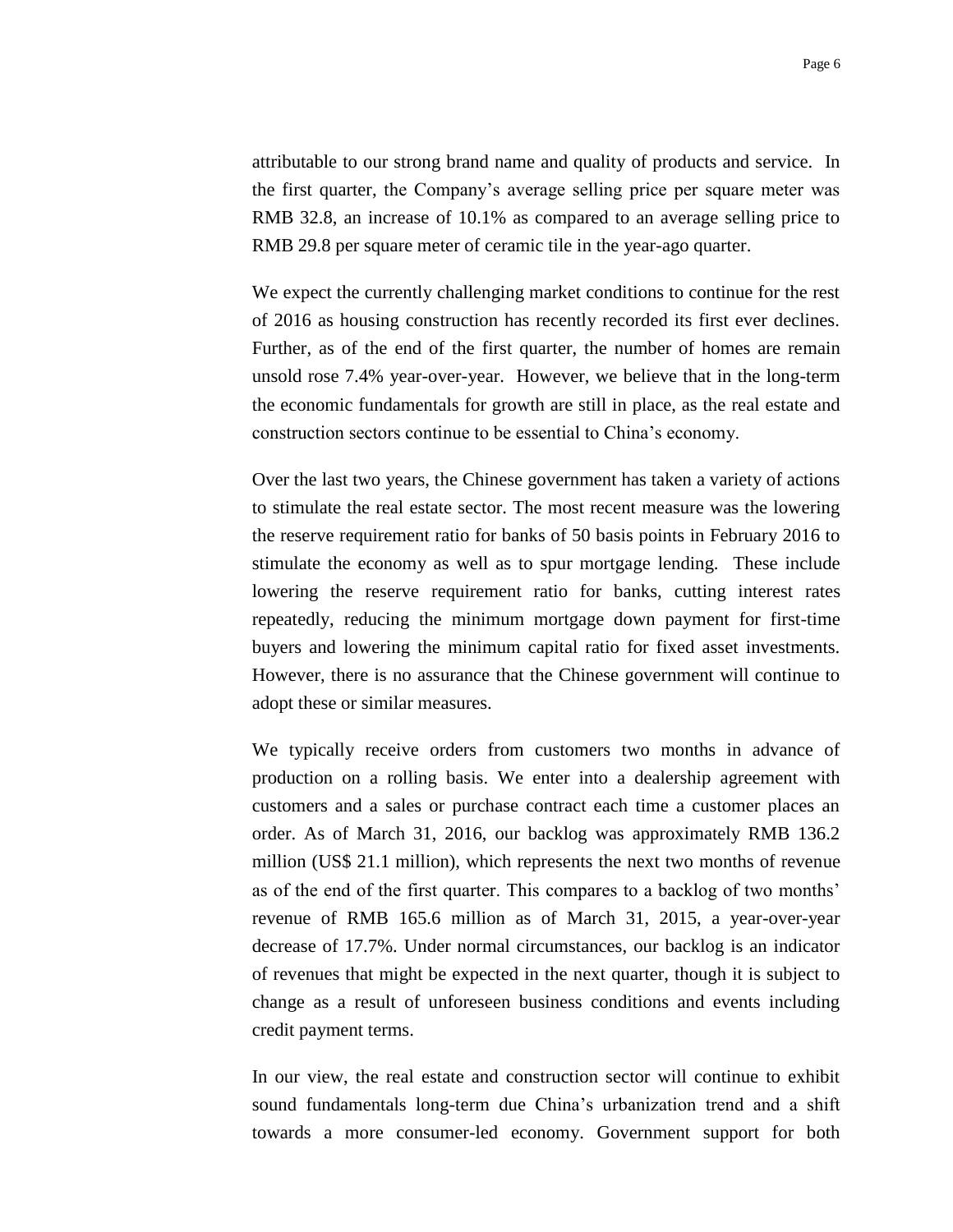attributable to our strong brand name and quality of products and service. In the first quarter, the Company's average selling price per square meter was RMB 32.8, an increase of 10.1% as compared to an average selling price to RMB 29.8 per square meter of ceramic tile in the year-ago quarter.

We expect the currently challenging market conditions to continue for the rest of 2016 as housing construction has recently recorded its first ever declines. Further, as of the end of the first quarter, the number of homes are remain unsold rose 7.4% year-over-year. However, we believe that in the long-term the economic fundamentals for growth are still in place, as the real estate and construction sectors continue to be essential to China's economy.

Over the last two years, the Chinese government has taken a variety of actions to stimulate the real estate sector. The most recent measure was the lowering the reserve requirement ratio for banks of 50 basis points in February 2016 to stimulate the economy as well as to spur mortgage lending. These include lowering the reserve requirement ratio for banks, cutting interest rates repeatedly, reducing the minimum mortgage down payment for first-time buyers and lowering the minimum capital ratio for fixed asset investments. However, there is no assurance that the Chinese government will continue to adopt these or similar measures.

We typically receive orders from customers two months in advance of production on a rolling basis. We enter into a dealership agreement with customers and a sales or purchase contract each time a customer places an order. As of March 31, 2016, our backlog was approximately RMB 136.2 million (US$ 21.1 million), which represents the next two months of revenue as of the end of the first quarter. This compares to a backlog of two months' revenue of RMB 165.6 million as of March 31, 2015, a year-over-year decrease of 17.7%. Under normal circumstances, our backlog is an indicator of revenues that might be expected in the next quarter, though it is subject to change as a result of unforeseen business conditions and events including credit payment terms.

In our view, the real estate and construction sector will continue to exhibit sound fundamentals long-term due China's urbanization trend and a shift towards a more consumer-led economy. Government support for both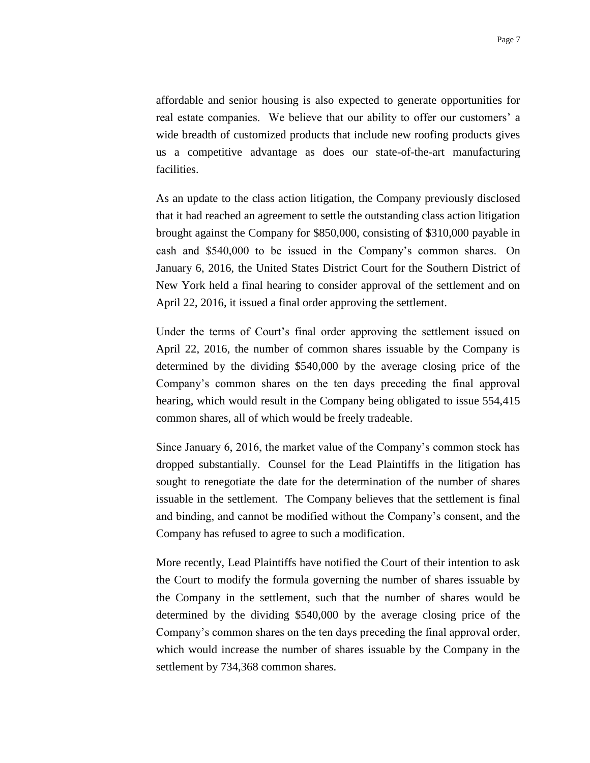affordable and senior housing is also expected to generate opportunities for real estate companies. We believe that our ability to offer our customers' a wide breadth of customized products that include new roofing products gives us a competitive advantage as does our state-of-the-art manufacturing facilities.

As an update to the class action litigation, the Company previously disclosed that it had reached an agreement to settle the outstanding class action litigation brought against the Company for $850,000, consisting of $310,000 payable in cash and $540,000 to be issued in the Company's common shares. On January 6, 2016, the United States District Court for the Southern District of New York held a final hearing to consider approval of the settlement and on April 22, 2016, it issued a final order approving the settlement.

Under the terms of Court's final order approving the settlement issued on April 22, 2016, the number of common shares issuable by the Company is determined by the dividing $540,000 by the average closing price of the Company's common shares on the ten days preceding the final approval hearing, which would result in the Company being obligated to issue 554,415 common shares, all of which would be freely tradeable.

Since January 6, 2016, the market value of the Company's common stock has dropped substantially. Counsel for the Lead Plaintiffs in the litigation has sought to renegotiate the date for the determination of the number of shares issuable in the settlement. The Company believes that the settlement is final and binding, and cannot be modified without the Company's consent, and the Company has refused to agree to such a modification.

More recently, Lead Plaintiffs have notified the Court of their intention to ask the Court to modify the formula governing the number of shares issuable by the Company in the settlement, such that the number of shares would be determined by the dividing $540,000 by the average closing price of the Company's common shares on the ten days preceding the final approval order, which would increase the number of shares issuable by the Company in the settlement by 734,368 common shares.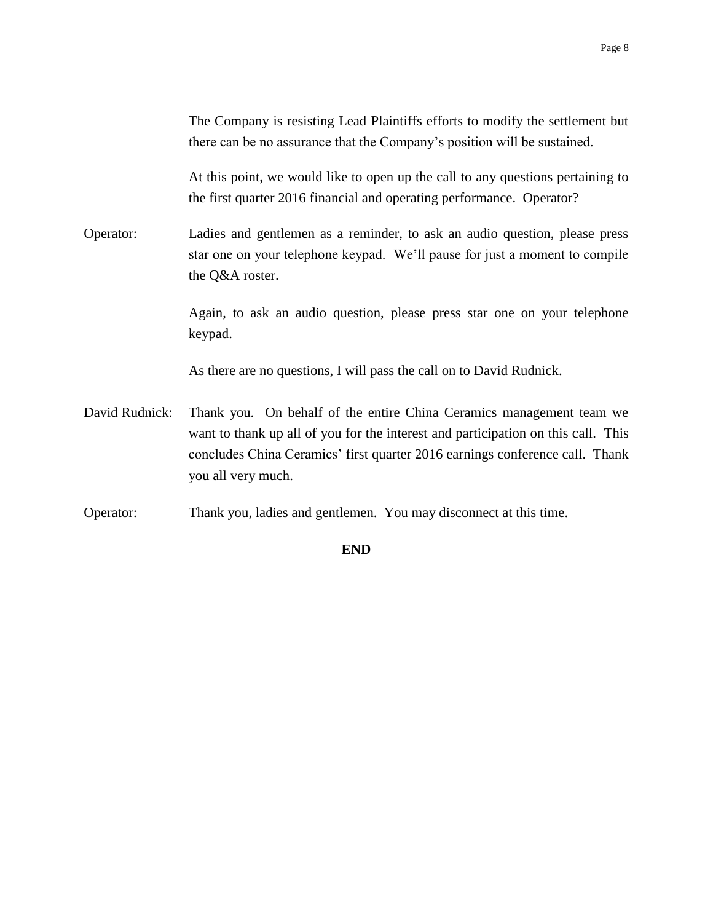The Company is resisting Lead Plaintiffs efforts to modify the settlement but there can be no assurance that the Company's position will be sustained.

At this point, we would like to open up the call to any questions pertaining to the first quarter 2016 financial and operating performance. Operator?

Operator: Ladies and gentlemen as a reminder, to ask an audio question, please press star one on your telephone keypad. We'll pause for just a moment to compile the Q&A roster.

Again, to ask an audio question, please press star one on your telephone keypad.

As there are no questions, I will pass the call on to David Rudnick.

David Rudnick: Thank you. On behalf of the entire China Ceramics management team we want to thank up all of you for the interest and participation on this call. This concludes China Ceramics' first quarter 2016 earnings conference call. Thank you all very much.

Operator: Thank you, ladies and gentlemen. You may disconnect at this time.

**END**